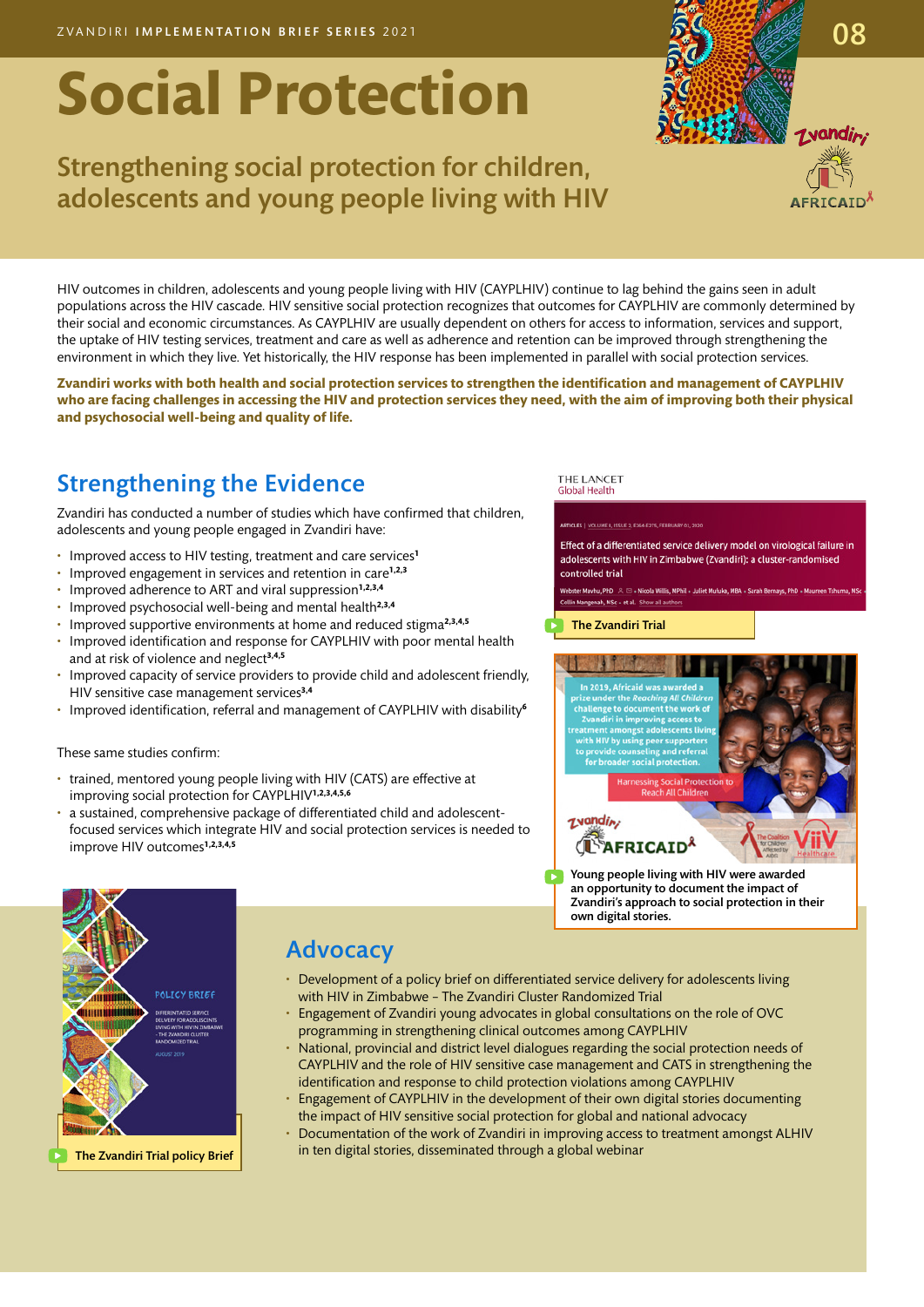ZVANDIRI **IMPLEMENTATION BRIEF SERIES** 2021

08

# Social Protection

## Strengthening social protection for children, adolescents and young people living with HIV

HIV outcomes in children, adolescents and young people living with HIV (CAYPLHIV) continue to lag behind the gains seen in adult populations across the HIV cascade. HIV sensitive social protection recognizes that outcomes for CAYPLHIV are commonly determined by their social and economic circumstances. As CAYPLHIV are usually dependent on others for access to information, services and support, the uptake of HIV testing services, treatment and care as well as adherence and retention can be improved through strengthening the environment in which they live. Yet historically, the HIV response has been implemented in parallel with social protection services.

**Zvandiri works with both health and social protection services to strengthen the identification and management of CAYPLHIV who are facing challenges in accessing the HIV and protection services they need, with the aim of improving both their physical and psychosocial well-being and quality of life.**

## Strengthening the Evidence

Zvandiri has conducted a number of studies which have confirmed that children, adolescents and young people engaged in Zvandiri have:

- Improved access to HIV testing, treatment and care services[1]
- Improved engagement in services and retention in care[1,2,3]
- Improved adherence to ART and viral suppression[1,2,3,4]
- Improved psychosocial well-being and mental health[2,3,4]
- Improved supportive environments at home and reduced stigma[2,3,4,5]
- Improved identification and response for CAYPLHIV with poor mental health and at risk of violence and neglect[3,4,5]
- Improved capacity of service providers to provide child and adolescent friendly, HIV sensitive case management services[3,4]
- Improved identification, referral and management of CAYPLHIV with disability[6]

These same studies confirm:

- trained, mentored young people living with HIV (CATS) are effective at improving social protection for CAYPLHIV[1,2,3,4,5,6]
- a sustained, comprehensive package of differentiated child and adolescent-focused services which integrate HIV and social protection services is needed to improve HIV outcomes[1,2,3,4,5]

THE LANCET Global Health

Effect of a differentiated service delivery model on virological failure in adolescents with HIV in Zimbabwe (Zvandiri): a cluster-randomised controlled trial

The Zvandiri Trial

In 2019, Africaid was awarded a prize under the *Reaching All Children* challenge to document the work of Zvandiri in improving access to treatment amongst adolescents living with HIV by using peer supporters to provide counseling and referral for broader social protection.

Harnessing Social Protection to Reach All Children

Young people living with HIV were awarded an opportunity to document the impact of Zvandiri's approach to social protection in their own digital stories.

The Zvandiri Trial policy Brief

## Advocacy

- Development of a policy brief on differentiated service delivery for adolescents living with HIV in Zimbabwe – The Zvandiri Cluster Randomized Trial
- Engagement of Zvandiri young advocates in global consultations on the role of OVC programming in strengthening clinical outcomes among CAYPLHIV
- National, provincial and district level dialogues regarding the social protection needs of CAYPLHIV and the role of HIV sensitive case management and CATS in strengthening the identification and response to child protection violations among CAYPLHIV
- Engagement of CAYPLHIV in the development of their own digital stories documenting the impact of HIV sensitive social protection for global and national advocacy
- Documentation of the work of Zvandiri in improving access to treatment amongst ALHIV in ten digital stories, disseminated through a global webinar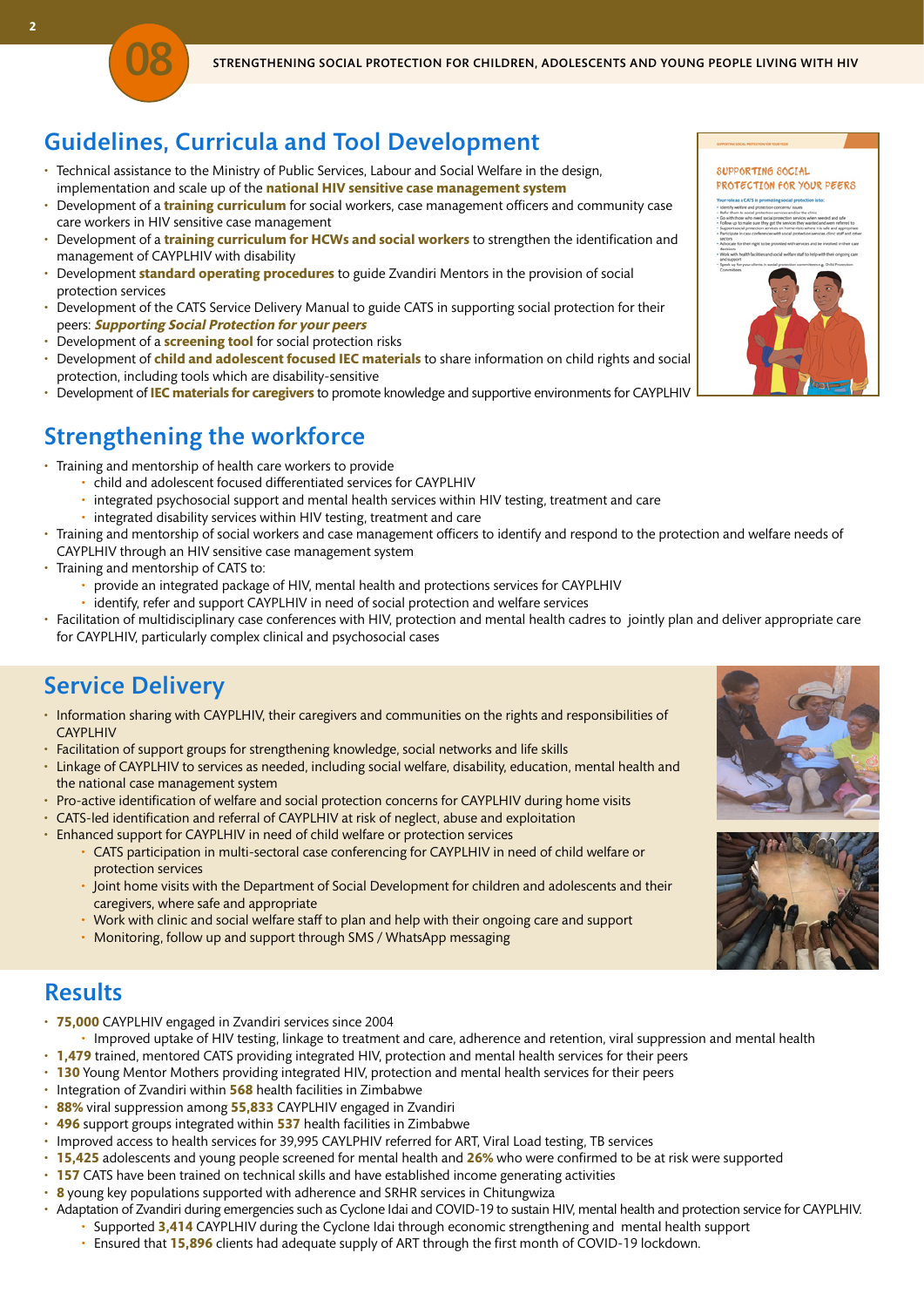## Guidelines, Curricula and Tool Development

- Technical assistance to the Ministry of Public Services, Labour and Social Welfare in the design, implementation and scale up of the **national HIV sensitive case management system**
- Development of a **training curriculum** for social workers, case management officers and community case care workers in HIV sensitive case management
- Development of a **training curriculum for HCWs and social workers** to strengthen the identification and management of CAYPLHIV with disability
- Development **standard operating procedures** to guide Zvandiri Mentors in the provision of social protection services
- Development of the CATS Service Delivery Manual to guide CATS in supporting social protection for their peers: ***Supporting Social Protection for your peers***
- Development of a **screening tool** for social protection risks
- Development of **child and adolescent focused IEC materials** to share information on child rights and social protection, including tools which are disability-sensitive
- Development of **IEC materials for caregivers** to promote knowledge and supportive environments for CAYPLHIV

## Strengthening the workforce

- Training and mentorship of health care workers to provide
  - child and adolescent focused differentiated services for CAYPLHIV
  - integrated psychosocial support and mental health services within HIV testing, treatment and care
  - integrated disability services within HIV testing, treatment and care
- Training and mentorship of social workers and case management officers to identify and respond to the protection and welfare needs of CAYPLHIV through an HIV sensitive case management system
- Training and mentorship of CATS to:
  - provide an integrated package of HIV, mental health and protections services for CAYPLHIV
  - identify, refer and support CAYPLHIV in need of social protection and welfare services
- Facilitation of multidisciplinary case conferences with HIV, protection and mental health cadres to jointly plan and deliver appropriate care for CAYPLHIV, particularly complex clinical and psychosocial cases

## Service Delivery

- Information sharing with CAYPLHIV, their caregivers and communities on the rights and responsibilities of CAYPLHIV
- Facilitation of support groups for strengthening knowledge, social networks and life skills
- Linkage of CAYPLHIV to services as needed, including social welfare, disability, education, mental health and the national case management system
- Pro-active identification of welfare and social protection concerns for CAYPLHIV during home visits
- CATS-led identification and referral of CAYPLHIV at risk of neglect, abuse and exploitation
- Enhanced support for CAYPLHIV in need of child welfare or protection services
  - CATS participation in multi-sectoral case conferencing for CAYPLHIV in need of child welfare or protection services
  - Joint home visits with the Department of Social Development for children and adolescents and their caregivers, where safe and appropriate
  - Work with clinic and social welfare staff to plan and help with their ongoing care and support
  - Monitoring, follow up and support through SMS / WhatsApp messaging

## Results

- **75,000** CAYPLHIV engaged in Zvandiri services since 2004
  - Improved uptake of HIV testing, linkage to treatment and care, adherence and retention, viral suppression and mental health
- **1,479** trained, mentored CATS providing integrated HIV, protection and mental health services for their peers
- **130** Young Mentor Mothers providing integrated HIV, protection and mental health services for their peers
- Integration of Zvandiri within **568** health facilities in Zimbabwe
- **88%** viral suppression among **55,833** CAYPLHIV engaged in Zvandiri
- **496** support groups integrated within **537** health facilities in Zimbabwe
- Improved access to health services for 39,995 CAYLPHIV referred for ART, Viral Load testing, TB services
- **15,425** adolescents and young people screened for mental health and **26%** who were confirmed to be at risk were supported
- **157** CATS have been trained on technical skills and have established income generating activities
- **8** young key populations supported with adherence and SRHR services in Chitungwiza
- Adaptation of Zvandiri during emergencies such as Cyclone Idai and COVID-19 to sustain HIV, mental health and protection service for CAYPLHIV.
  - Supported **3,414** CAYPLHIV during the Cyclone Idai through economic strengthening and mental health support
  - Ensured that **15,896** clients had adequate supply of ART through the first month of COVID-19 lockdown.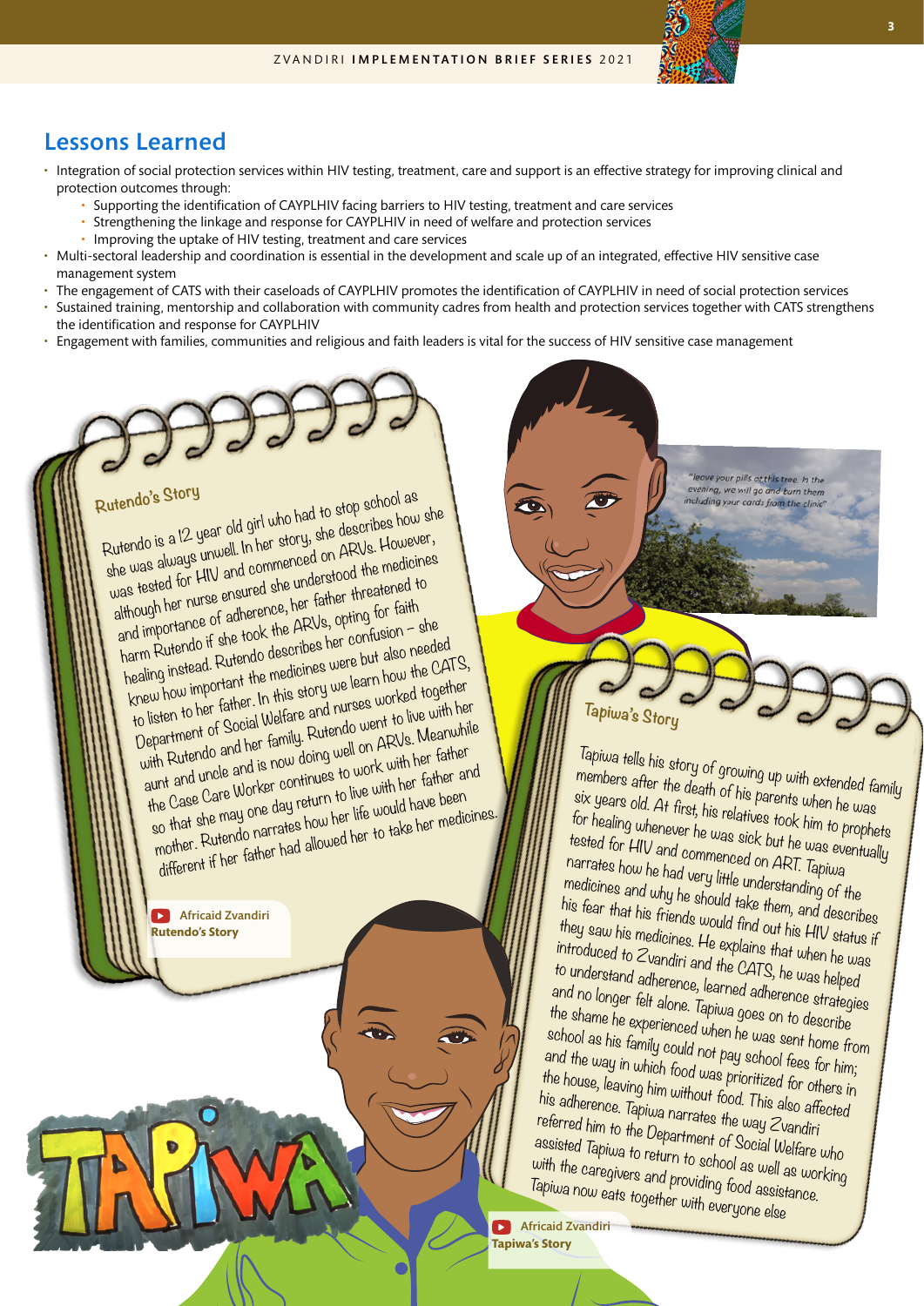## Lessons Learned

- Integration of social protection services within HIV testing, treatment, care and support is an effective strategy for improving clinical and protection outcomes through:
  - Supporting the identification of CAYPLHIV facing barriers to HIV testing, treatment and care services
  - Strengthening the linkage and response for CAYPLHIV in need of welfare and protection services
  - Improving the uptake of HIV testing, treatment and care services
- Multi-sectoral leadership and coordination is essential in the development and scale up of an integrated, effective HIV sensitive case management system
- The engagement of CATS with their caseloads of CAYPLHIV promotes the identification of CAYPLHIV in need of social protection services
- Sustained training, mentorship and collaboration with community cadres from health and protection services together with CATS strengthens the identification and response for CAYPLHIV
- Engagement with families, communities and religious and faith leaders is vital for the success of HIV sensitive case management

### Rutendo's Story

Rutendo is a 12 year old girl who had to stop school as she was always unwell. In her story, she describes how she was tested for HIV and commenced on ARVs. However, although her nurse ensured she understood the medicines and importance of adherence, her father threatened to harm Rutendo if she took the ARVs, opting for faith healing instead. Rutendo describes her confusion – she knew how important the medicines were but also needed to listen to her father. In this story we learn how the CATS, Department of Social Welfare and nurses worked together with Rutendo and her family. Rutendo went to live with her aunt and uncle and is now doing well on ARVs. Meanwhile the Case Care Worker continues to work with her father so that she may one day return to live with her father and mother. Rutendo narrates how her life would have been different if her father had allowed her to take her medicines.

Africaid Zvandiri **Rutendo's Story**

"leave your pills at this tree. In the evening, we will go and burn them including your cards from the clinic"

### Tapiwa's Story

Tapiwa tells his story of growing up with extended family members after the death of his parents when he was six years old. At first, his relatives took him to prophets for healing whenever he was sick but he was eventually tested for HIV and commenced on ART. Tapiwa narrates how he had very little understanding of the medicines and why he should take them, and describes his fear that his friends would find out his HIV status if they saw his medicines. He explains that when he was introduced to Zvandiri and the CATS, he was helped to understand adherence, learned adherence strategies and no longer felt alone. Tapiwa goes on to describe the shame he experienced when he was sent home from school as his family could not pay school fees for him; and the way in which food was prioritized for others in the house, leaving him without food. This also affected his adherence. Tapiwa narrates the way Zvandiri referred him to the Department of Social Welfare who assisted Tapiwa to return to school as well as working with the caregivers and providing food assistance. Tapiwa now eats together with everyone else

Africaid Zvandiri **Tapiwa's Story**

TAPIWA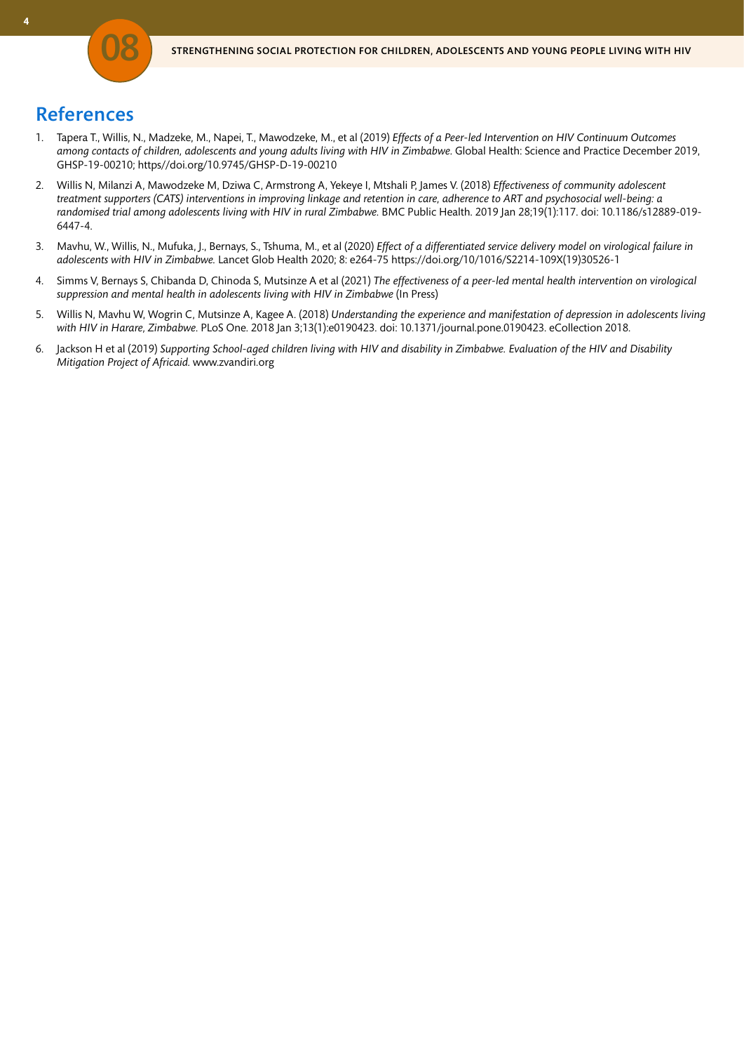## References

1. Tapera T., Willis, N., Madzeke, M., Napei, T., Mawodzeke, M., et al (2019) *Effects of a Peer-led Intervention on HIV Continuum Outcomes among contacts of children, adolescents and young adults living with HIV in Zimbabwe.* Global Health: Science and Practice December 2019, GHSP-19-00210; https//doi.org/10.9745/GHSP-D-19-00210

2. Willis N, Milanzi A, Mawodzeke M, Dziwa C, Armstrong A, Yekeye I, Mtshali P, James V. (2018) *Effectiveness of community adolescent treatment supporters (CATS) interventions in improving linkage and retention in care, adherence to ART and psychosocial well-being: a randomised trial among adolescents living with HIV in rural Zimbabwe.* BMC Public Health. 2019 Jan 28;19(1):117. doi: 10.1186/s12889-019-6447-4.

3. Mavhu, W., Willis, N., Mufuka, J., Bernays, S., Tshuma, M., et al (2020) *Effect of a differentiated service delivery model on virological failure in adolescents with HIV in Zimbabwe.* Lancet Glob Health 2020; 8: e264-75 https://doi.org/10/1016/S2214-109X(19)30526-1

4. Simms V, Bernays S, Chibanda D, Chinoda S, Mutsinze A et al (2021) *The effectiveness of a peer-led mental health intervention on virological suppression and mental health in adolescents living with HIV in Zimbabwe* (In Press)

5. Willis N, Mavhu W, Wogrin C, Mutsinze A, Kagee A. (2018) *Understanding the experience and manifestation of depression in adolescents living with HIV in Harare, Zimbabwe.* PLoS One. 2018 Jan 3;13(1):e0190423. doi: 10.1371/journal.pone.0190423. eCollection 2018.

6. Jackson H et al (2019) *Supporting School-aged children living with HIV and disability in Zimbabwe. Evaluation of the HIV and Disability Mitigation Project of Africaid.* www.zvandiri.org